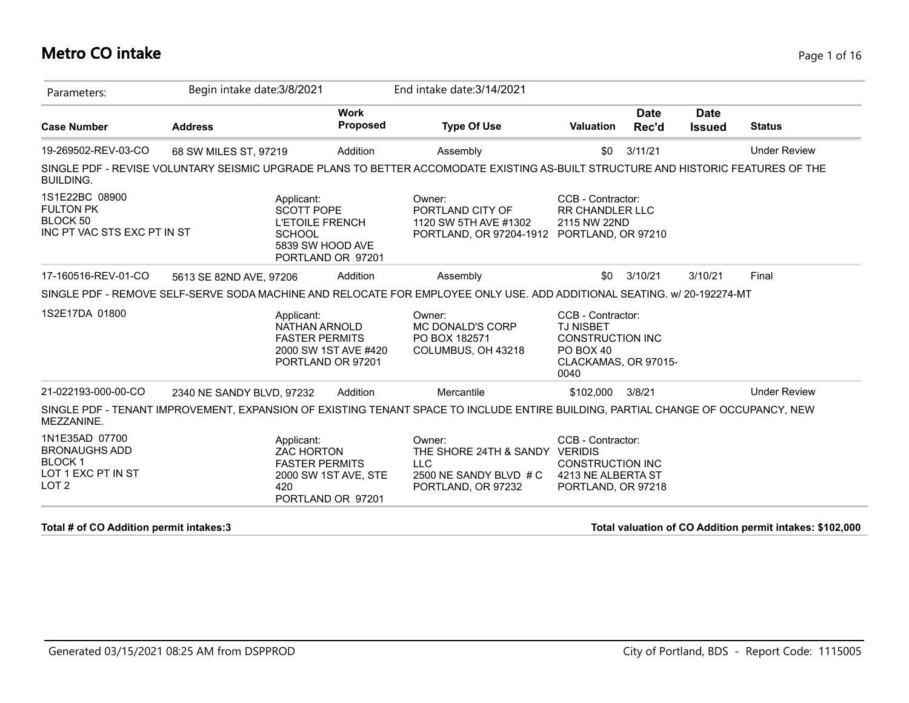# Metro CO intake

Parameters: Begin intake date:3/8/2021 End intake date:3/14/2021

| Case Number | Address | Work Proposed | Type Of Use | Valuation | Date Rec'd | Date Issued | Status |
|---|---|---|---|---|---|---|---|
| 19-269502-REV-03-CO | 68 SW MILES ST, 97219 | Addition | Assembly | $0 | 3/11/21 | | Under Review |

SINGLE PDF - REVISE VOLUNTARY SEISMIC UPGRADE PLANS TO BETTER ACCOMODATE EXISTING AS-BUILT STRUCTURE AND HISTORIC FEATURES OF THE BUILDING.

1S1E22BC 08900
FULTON PK
BLOCK 50
INC PT VAC STS EXC PT IN ST

Applicant:
SCOTT POPE
L'ETOILE FRENCH SCHOOL
5839 SW HOOD AVE
PORTLAND OR 97201

Owner:
PORTLAND CITY OF
1120 SW 5TH AVE #1302
PORTLAND, OR 97204-1912

CCB - Contractor:
RR CHANDLER LLC
2115 NW 22ND
PORTLAND, OR 97210

| Case Number | Address | Work Proposed | Type Of Use | Valuation | Date Rec'd | Date Issued | Status |
|---|---|---|---|---|---|---|---|
| 17-160516-REV-01-CO | 5613 SE 82ND AVE, 97206 | Addition | Assembly | $0 | 3/10/21 | 3/10/21 | Final |

SINGLE PDF - REMOVE SELF-SERVE SODA MACHINE AND RELOCATE FOR EMPLOYEE ONLY USE. ADD ADDITIONAL SEATING. w/ 20-192274-MT

1S2E17DA 01800

Applicant:
NATHAN ARNOLD
FASTER PERMITS
2000 SW 1ST AVE #420
PORTLAND OR 97201

Owner:
MC DONALD'S CORP
PO BOX 182571
COLUMBUS, OH 43218

CCB - Contractor:
TJ NISBET CONSTRUCTION INC
PO BOX 40
CLACKAMAS, OR 97015-0040

| Case Number | Address | Work Proposed | Type Of Use | Valuation | Date Rec'd | Date Issued | Status |
|---|---|---|---|---|---|---|---|
| 21-022193-000-00-CO | 2340 NE SANDY BLVD, 97232 | Addition | Mercantile | $102,000 | 3/8/21 | | Under Review |

SINGLE PDF - TENANT IMPROVEMENT, EXPANSION OF EXISTING TENANT SPACE TO INCLUDE ENTIRE BUILDING, PARTIAL CHANGE OF OCCUPANCY, NEW MEZZANINE.

1N1E35AD 07700
BRONAUGHS ADD
BLOCK 1
LOT 1 EXC PT IN ST
LOT 2

Applicant:
ZAC HORTON
FASTER PERMITS
2000 SW 1ST AVE, STE 420
PORTLAND OR 97201

Owner:
THE SHORE 24TH & SANDY LLC
2500 NE SANDY BLVD # C
PORTLAND, OR 97232

CCB - Contractor:
VERIDIS CONSTRUCTION INC
4213 NE ALBERTA ST
PORTLAND, OR 97218

**Total # of CO Addition permit intakes:3**

**Total valuation of CO Addition permit intakes: $102,000**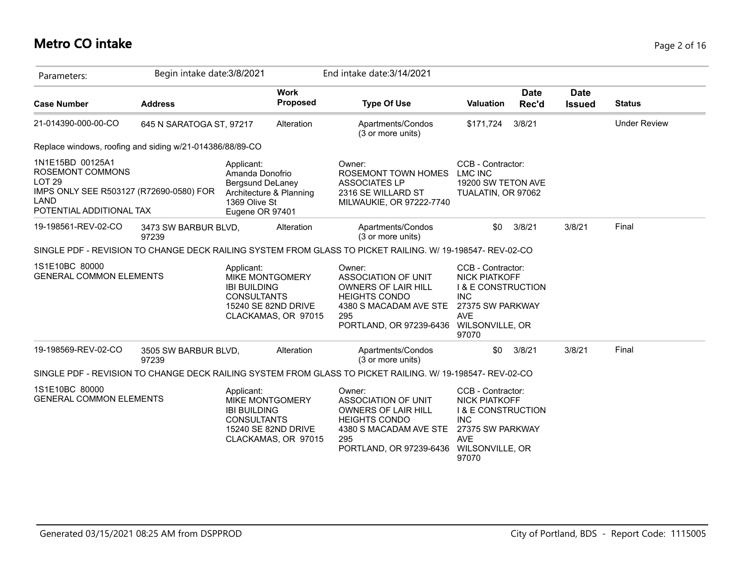# Metro CO intake

| Parameters: | Begin intake date:3/8/2021 | | End intake date:3/14/2021 | | | | |
|---|---|---|---|---|---|---|---|
| **Case Number** | **Address** | **Work Proposed** | **Type Of Use** | **Valuation** | **Date Rec'd** | **Date Issued** | **Status** |
| 21-014390-000-00-CO | 645 N SARATOGA ST, 97217 | Alteration | Apartments/Condos (3 or more units) | $171,724 | 3/8/21 | | Under Review |

Replace windows, roofing and siding w/21-014386/88/89-CO

| | Applicant: | Owner: | CCB - Contractor: |
|---|---|---|---|
| 1N1E15BD 00125A1 ROSEMONT COMMONS LOT 29 IMPS ONLY SEE R503127 (R72690-0580) FOR LAND POTENTIAL ADDITIONAL TAX | Amanda Donofrio Bergsund DeLaney Architecture & Planning 1369 Olive St Eugene OR 97401 | ROSEMONT TOWN HOMES ASSOCIATES LP 2316 SE WILLARD ST MILWAUKIE, OR 97222-7740 | LMC INC 19200 SW TETON AVE TUALATIN, OR 97062 |

| **Case Number** | **Address** | **Work Proposed** | **Type Of Use** | **Valuation** | **Date Rec'd** | **Date Issued** | **Status** |
|---|---|---|---|---|---|---|---|
| 19-198561-REV-02-CO | 3473 SW BARBUR BLVD, 97239 | Alteration | Apartments/Condos (3 or more units) | $0 | 3/8/21 | 3/8/21 | Final |

SINGLE PDF - REVISION TO CHANGE DECK RAILING SYSTEM FROM GLASS TO PICKET RAILING. W/ 19-198547- REV-02-CO

| | Applicant: | Owner: | CCB - Contractor: |
|---|---|---|---|
| 1S1E10BC 80000 GENERAL COMMON ELEMENTS | MIKE MONTGOMERY IBI BUILDING CONSULTANTS 15240 SE 82ND DRIVE CLACKAMAS, OR 97015 | ASSOCIATION OF UNIT OWNERS OF LAIR HILL HEIGHTS CONDO 4380 S MACADAM AVE STE 295 PORTLAND, OR 97239-6436 | NICK PIATKOFF I & E CONSTRUCTION INC 27375 SW PARKWAY AVE WILSONVILLE, OR 97070 |

| **Case Number** | **Address** | **Work Proposed** | **Type Of Use** | **Valuation** | **Date Rec'd** | **Date Issued** | **Status** |
|---|---|---|---|---|---|---|---|
| 19-198569-REV-02-CO | 3505 SW BARBUR BLVD, 97239 | Alteration | Apartments/Condos (3 or more units) | $0 | 3/8/21 | 3/8/21 | Final |

SINGLE PDF - REVISION TO CHANGE DECK RAILING SYSTEM FROM GLASS TO PICKET RAILING. W/ 19-198547- REV-02-CO

| | Applicant: | Owner: | CCB - Contractor: |
|---|---|---|---|
| 1S1E10BC 80000 GENERAL COMMON ELEMENTS | MIKE MONTGOMERY IBI BUILDING CONSULTANTS 15240 SE 82ND DRIVE CLACKAMAS, OR 97015 | ASSOCIATION OF UNIT OWNERS OF LAIR HILL HEIGHTS CONDO 4380 S MACADAM AVE STE 295 PORTLAND, OR 97239-6436 | NICK PIATKOFF I & E CONSTRUCTION INC 27375 SW PARKWAY AVE WILSONVILLE, OR 97070 |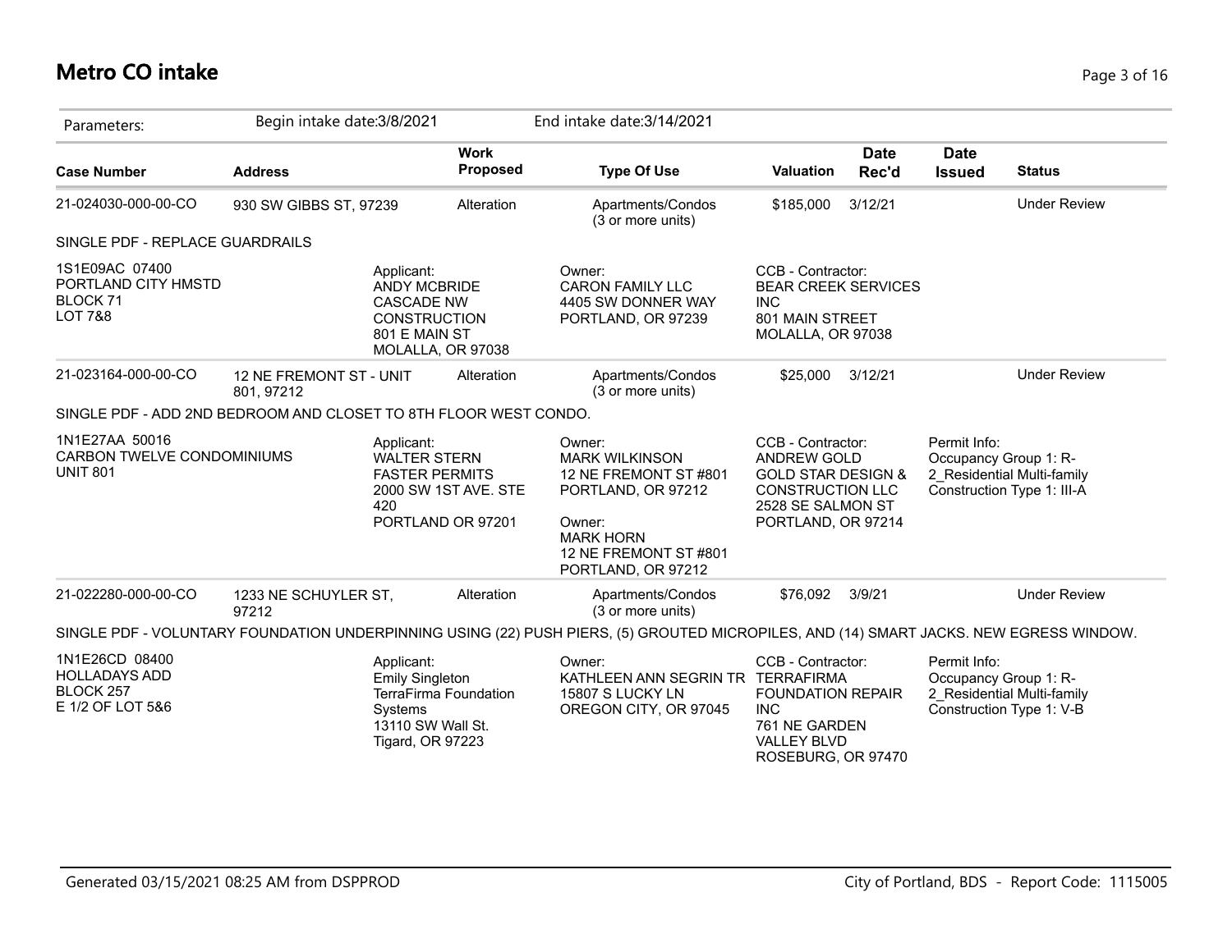# Metro CO intake

Parameters: Begin intake date:3/8/2021 End intake date:3/14/2021

| Case Number | Address | Work Proposed | Type Of Use | Valuation | Date Rec'd | Date Issued | Status |
|---|---|---|---|---|---|---|---|
| 21-024030-000-00-CO | 930 SW GIBBS ST, 97239 | Alteration | Apartments/Condos (3 or more units) | $185,000 | 3/12/21 | | Under Review |

SINGLE PDF - REPLACE GUARDRAILS

1S1E09AC 07400
PORTLAND CITY HMSTD
BLOCK 71
LOT 7&8

Applicant:
ANDY MCBRIDE
CASCADE NW CONSTRUCTION
801 E MAIN ST
MOLALLA, OR 97038

Owner:
CARON FAMILY LLC
4405 SW DONNER WAY
PORTLAND, OR 97239

CCB - Contractor:
BEAR CREEK SERVICES INC
801 MAIN STREET
MOLALLA, OR 97038

| Case Number | Address | Work Proposed | Type Of Use | Valuation | Date Rec'd | Date Issued | Status |
|---|---|---|---|---|---|---|---|
| 21-023164-000-00-CO | 12 NE FREMONT ST - UNIT 801, 97212 | Alteration | Apartments/Condos (3 or more units) | $25,000 | 3/12/21 | | Under Review |

SINGLE PDF - ADD 2ND BEDROOM AND CLOSET TO 8TH FLOOR WEST CONDO.

1N1E27AA 50016
CARBON TWELVE CONDOMINIUMS
UNIT 801

Applicant:
WALTER STERN
FASTER PERMITS
2000 SW 1ST AVE. STE 420
PORTLAND OR 97201

Owner:
MARK WILKINSON
12 NE FREMONT ST #801
PORTLAND, OR 97212

Owner:
MARK HORN
12 NE FREMONT ST #801
PORTLAND, OR 97212

CCB - Contractor:
ANDREW GOLD
GOLD STAR DESIGN & CONSTRUCTION LLC
2528 SE SALMON ST
PORTLAND, OR 97214

Permit Info:
Occupancy Group 1: R-2_Residential Multi-family
Construction Type 1: III-A

| Case Number | Address | Work Proposed | Type Of Use | Valuation | Date Rec'd | Date Issued | Status |
|---|---|---|---|---|---|---|---|
| 21-022280-000-00-CO | 1233 NE SCHUYLER ST, 97212 | Alteration | Apartments/Condos (3 or more units) | $76,092 | 3/9/21 | | Under Review |

SINGLE PDF - VOLUNTARY FOUNDATION UNDERPINNING USING (22) PUSH PIERS, (5) GROUTED MICROPILES, AND (14) SMART JACKS. NEW EGRESS WINDOW.

1N1E26CD 08400
HOLLADAYS ADD
BLOCK 257
E 1/2 OF LOT 5&6

Applicant:
Emily Singleton
TerraFirma Foundation Systems
13110 SW Wall St.
Tigard, OR 97223

Owner:
KATHLEEN ANN SEGRIN TR
15807 S LUCKY LN
OREGON CITY, OR 97045

CCB - Contractor:
TERRAFIRMA FOUNDATION REPAIR INC
761 NE GARDEN VALLEY BLVD
ROSEBURG, OR 97470

Permit Info:
Occupancy Group 1: R-2_Residential Multi-family
Construction Type 1: V-B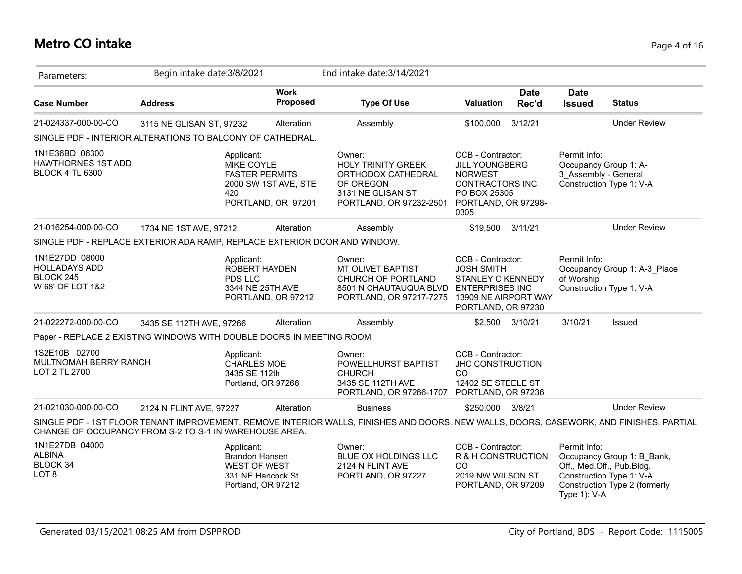# Metro CO intake

Parameters: Begin intake date:3/8/2021 End intake date:3/14/2021

| Case Number | Address | Work Proposed | Type Of Use | Valuation | Date Rec'd | Date Issued | Status |
|---|---|---|---|---|---|---|---|
| 21-024337-000-00-CO | 3115 NE GLISAN ST, 97232 | Alteration | Assembly | $100,000 | 3/12/21 | | Under Review |

SINGLE PDF - INTERIOR ALTERATIONS TO BALCONY OF CATHEDRAL.

1N1E36BD 06300
HAWTHORNES 1ST ADD
BLOCK 4 TL 6300

Applicant:
MIKE COYLE
FASTER PERMITS
2000 SW 1ST AVE, STE 420
PORTLAND, OR 97201

Owner:
HOLY TRINITY GREEK ORTHODOX CATHEDRAL OF OREGON
3131 NE GLISAN ST
PORTLAND, OR 97232-2501

CCB - Contractor:
JILL YOUNGBERG
NORWEST CONTRACTORS INC
PO BOX 25305
PORTLAND, OR 97298-0305

Permit Info:
Occupancy Group 1: A-3_Assembly - General
Construction Type 1: V-A

| Case Number | Address | Work Proposed | Type Of Use | Valuation | Date Rec'd | Date Issued | Status |
|---|---|---|---|---|---|---|---|
| 21-016254-000-00-CO | 1734 NE 1ST AVE, 97212 | Alteration | Assembly | $19,500 | 3/11/21 | | Under Review |

SINGLE PDF - REPLACE EXTERIOR ADA RAMP, REPLACE EXTERIOR DOOR AND WINDOW.

1N1E27DD 08000
HOLLADAYS ADD
BLOCK 245
W 68' OF LOT 1&2

Applicant:
ROBERT HAYDEN
PDS LLC
3344 NE 25TH AVE
PORTLAND, OR 97212

Owner:
MT OLIVET BAPTIST CHURCH OF PORTLAND
8501 N CHAUTAUQUA BLVD
PORTLAND, OR 97217-7275

CCB - Contractor:
JOSH SMITH
STANLEY C KENNEDY ENTERPRISES INC
13909 NE AIRPORT WAY
PORTLAND, OR 97230

Permit Info:
Occupancy Group 1: A-3_Place of Worship
Construction Type 1: V-A

| Case Number | Address | Work Proposed | Type Of Use | Valuation | Date Rec'd | Date Issued | Status |
|---|---|---|---|---|---|---|---|
| 21-022272-000-00-CO | 3435 SE 112TH AVE, 97266 | Alteration | Assembly | $2,500 | 3/10/21 | 3/10/21 | Issued |

Paper - REPLACE 2 EXISTING WINDOWS WITH DOUBLE DOORS IN MEETING ROOM

1S2E10B 02700
MULTNOMAH BERRY RANCH
LOT 2 TL 2700

Applicant:
CHARLES MOE
3435 SE 112th
Portland, OR 97266

Owner:
POWELLHURST BAPTIST CHURCH
3435 SE 112TH AVE
PORTLAND, OR 97266-1707

CCB - Contractor:
JHC CONSTRUCTION CO
12402 SE STEELE ST
PORTLAND, OR 97236

| Case Number | Address | Work Proposed | Type Of Use | Valuation | Date Rec'd | Date Issued | Status |
|---|---|---|---|---|---|---|---|
| 21-021030-000-00-CO | 2124 N FLINT AVE, 97227 | Alteration | Business | $250,000 | 3/8/21 | | Under Review |

SINGLE PDF - 1ST FLOOR TENANT IMPROVEMENT, REMOVE INTERIOR WALLS, FINISHES AND DOORS. NEW WALLS, DOORS, CASEWORK, AND FINISHES. PARTIAL CHANGE OF OCCUPANCY FROM S-2 TO S-1 IN WAREHOUSE AREA.

1N1E27DB 04000
ALBINA
BLOCK 34
LOT 8

Applicant:
Brandon Hansen
WEST OF WEST
331 NE Hancock St
Portland, OR 97212

Owner:
BLUE OX HOLDINGS LLC
2124 N FLINT AVE
PORTLAND, OR 97227

CCB - Contractor:
R & H CONSTRUCTION CO
2019 NW WILSON ST
PORTLAND, OR 97209

Permit Info:
Occupancy Group 1: B_Bank, Off., Med.Off., Pub.Bldg.
Construction Type 1: V-A
Construction Type 2 (formerly Type 1): V-A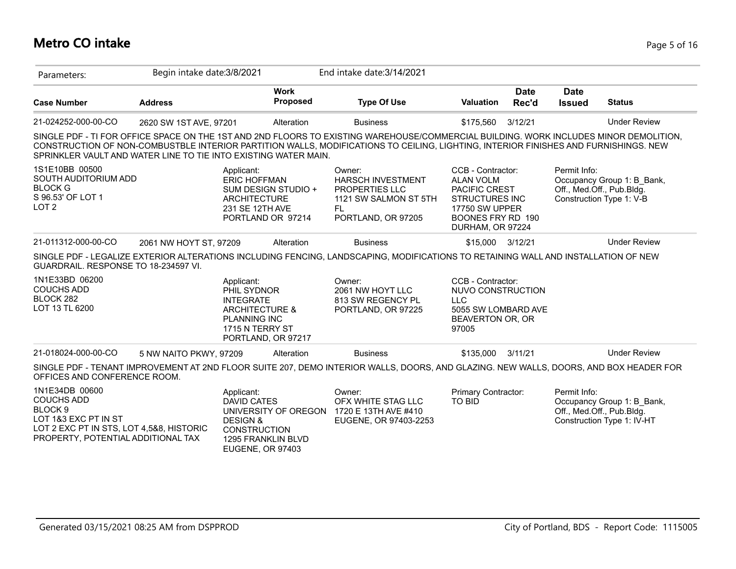# Metro CO intake

Parameters: Begin intake date:3/8/2021 End intake date:3/14/2021

| Case Number | Address | Work Proposed | Type Of Use | Valuation | Date Rec'd | Date Issued | Status |
|---|---|---|---|---|---|---|---|
| 21-024252-000-00-CO | 2620 SW 1ST AVE, 97201 | Alteration | Business | $175,560 | 3/12/21 | | Under Review |

SINGLE PDF - TI FOR OFFICE SPACE ON THE 1ST AND 2ND FLOORS TO EXISTING WAREHOUSE/COMMERCIAL BUILDING. WORK INCLUDES MINOR DEMOLITION, CONSTRUCTION OF NON-COMBUSTBLE INTERIOR PARTITION WALLS, MODIFICATIONS TO CEILING, LIGHTING, INTERIOR FINISHES AND FURNISHINGS. NEW SPRINKLER VAULT AND WATER LINE TO TIE INTO EXISTING WATER MAIN.

| Legal Description | Applicant | Owner | CCB - Contractor | Permit Info |
|---|---|---|---|---|
| 1S1E10BB 00500<br>SOUTH AUDITORIUM ADD<br>BLOCK G<br>S 96.53' OF LOT 1<br>LOT 2 | Applicant:<br>ERIC HOFFMAN<br>SUM DESIGN STUDIO + ARCHITECTURE<br>231 SE 12TH AVE<br>PORTLAND OR 97214 | Owner:<br>HARSCH INVESTMENT PROPERTIES LLC<br>1121 SW SALMON ST 5TH FL<br>PORTLAND, OR 97205 | CCB - Contractor:<br>ALAN VOLM<br>PACIFIC CREST STRUCTURES INC<br>17750 SW UPPER BOONES FRY RD 190<br>DURHAM, OR 97224 | Permit Info:<br>Occupancy Group 1: B_Bank, Off., Med.Off., Pub.Bldg.<br>Construction Type 1: V-B |

| Case Number | Address | Work Proposed | Type Of Use | Valuation | Date Rec'd | Date Issued | Status |
|---|---|---|---|---|---|---|---|
| 21-011312-000-00-CO | 2061 NW HOYT ST, 97209 | Alteration | Business | $15,000 | 3/12/21 | | Under Review |

SINGLE PDF - LEGALIZE EXTERIOR ALTERATIONS INCLUDING FENCING, LANDSCAPING, MODIFICATIONS TO RETAINING WALL AND INSTALLATION OF NEW GUARDRAIL. RESPONSE TO 18-234597 VI.

| Legal Description | Applicant | Owner | CCB - Contractor | Permit Info |
|---|---|---|---|---|
| 1N1E33BD 06200<br>COUCHS ADD<br>BLOCK 282<br>LOT 13 TL 6200 | Applicant:<br>PHIL SYDNOR<br>INTEGRATE ARCHITECTURE & PLANNING INC<br>1715 N TERRY ST<br>PORTLAND, OR 97217 | Owner:<br>2061 NW HOYT LLC<br>813 SW REGENCY PL<br>PORTLAND, OR 97225 | CCB - Contractor:<br>NUVO CONSTRUCTION LLC<br>5055 SW LOMBARD AVE<br>BEAVERTON OR, OR 97005 | |

| Case Number | Address | Work Proposed | Type Of Use | Valuation | Date Rec'd | Date Issued | Status |
|---|---|---|---|---|---|---|---|
| 21-018024-000-00-CO | 5 NW NAITO PKWY, 97209 | Alteration | Business | $135,000 | 3/11/21 | | Under Review |

SINGLE PDF - TENANT IMPROVEMENT AT 2ND FLOOR SUITE 207, DEMO INTERIOR WALLS, DOORS, AND GLAZING. NEW WALLS, DOORS, AND BOX HEADER FOR OFFICES AND CONFERENCE ROOM.

| Legal Description | Applicant | Owner | Primary Contractor | Permit Info |
|---|---|---|---|---|
| 1N1E34DB 00600<br>COUCHS ADD<br>BLOCK 9<br>LOT 1&3 EXC PT IN ST<br>LOT 2 EXC PT IN STS, LOT 4,5&8, HISTORIC PROPERTY, POTENTIAL ADDITIONAL TAX | Applicant:<br>DAVID CATES<br>UNIVERSITY OF OREGON DESIGN & CONSTRUCTION<br>1295 FRANKLIN BLVD<br>EUGENE, OR 97403 | Owner:<br>OFX WHITE STAG LLC<br>1720 E 13TH AVE #410<br>EUGENE, OR 97403-2253 | Primary Contractor:<br>TO BID | Permit Info:<br>Occupancy Group 1: B_Bank, Off., Med.Off., Pub.Bldg.<br>Construction Type 1: IV-HT |

Generated 03/15/2021 08:25 AM from DSPPROD — City of Portland, BDS - Report Code: 1115005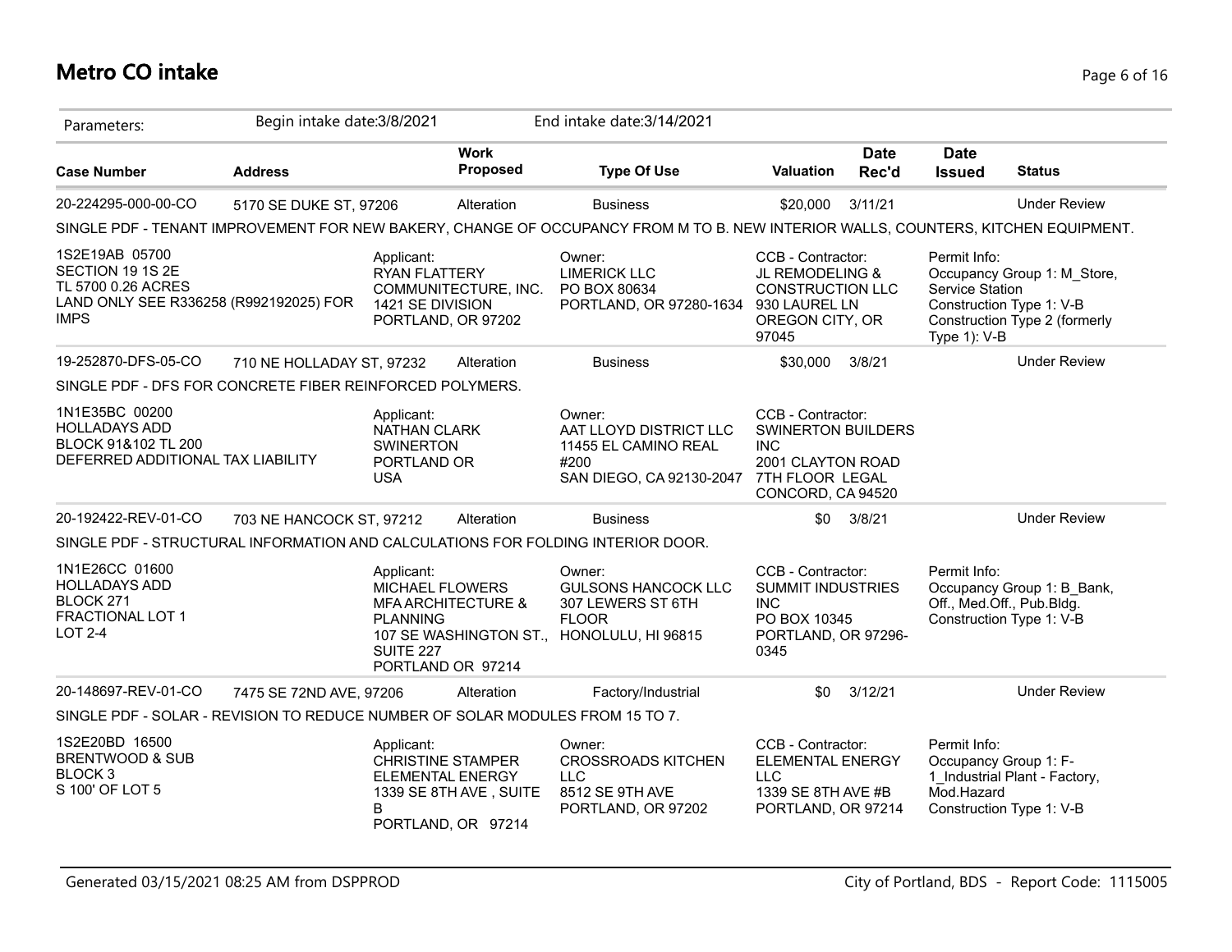# Metro CO intake

Parameters: Begin intake date:3/8/2021 End intake date:3/14/2021

| Case Number | Address | Work Proposed | Type Of Use | Valuation | Date Rec'd | Date Issued | Status |
|---|---|---|---|---|---|---|---|
| 20-224295-000-00-CO | 5170 SE DUKE ST, 97206 | Alteration | Business | $20,000 | 3/11/21 | | Under Review |

SINGLE PDF - TENANT IMPROVEMENT FOR NEW BAKERY, CHANGE OF OCCUPANCY FROM M TO B. NEW INTERIOR WALLS, COUNTERS, KITCHEN EQUIPMENT.

1S2E19AB 05700
SECTION 19 1S 2E
TL 5700 0.26 ACRES
LAND ONLY SEE R336258 (R992192025) FOR IMPS

Applicant:
RYAN FLATTERY
COMMUNITECTURE, INC.
1421 SE DIVISION
PORTLAND, OR 97202

Owner:
LIMERICK LLC
PO BOX 80634
PORTLAND, OR 97280-1634

CCB - Contractor:
JL REMODELING & CONSTRUCTION LLC
930 LAUREL LN
OREGON CITY, OR 97045

Permit Info:
Occupancy Group 1: M_Store, Service Station
Construction Type 1: V-B
Construction Type 2 (formerly Type 1): V-B

| Case Number | Address | Work Proposed | Type Of Use | Valuation | Date Rec'd | Date Issued | Status |
|---|---|---|---|---|---|---|---|
| 19-252870-DFS-05-CO | 710 NE HOLLADAY ST, 97232 | Alteration | Business | $30,000 | 3/8/21 | | Under Review |

SINGLE PDF - DFS FOR CONCRETE FIBER REINFORCED POLYMERS.

1N1E35BC 00200
HOLLADAYS ADD
BLOCK 91&102 TL 200
DEFERRED ADDITIONAL TAX LIABILITY

Applicant:
NATHAN CLARK
SWINERTON
PORTLAND OR
USA

Owner:
AAT LLOYD DISTRICT LLC
11455 EL CAMINO REAL #200
SAN DIEGO, CA 92130-2047

CCB - Contractor:
SWINERTON BUILDERS INC
2001 CLAYTON ROAD
7TH FLOOR LEGAL
CONCORD, CA 94520

| Case Number | Address | Work Proposed | Type Of Use | Valuation | Date Rec'd | Date Issued | Status |
|---|---|---|---|---|---|---|---|
| 20-192422-REV-01-CO | 703 NE HANCOCK ST, 97212 | Alteration | Business | $0 | 3/8/21 | | Under Review |

SINGLE PDF - STRUCTURAL INFORMATION AND CALCULATIONS FOR FOLDING INTERIOR DOOR.

1N1E26CC 01600
HOLLADAYS ADD
BLOCK 271
FRACTIONAL LOT 1
LOT 2-4

Applicant:
MICHAEL FLOWERS
MFA ARCHITECTURE & PLANNING
107 SE WASHINGTON ST., SUITE 227
PORTLAND OR 97214

Owner:
GULSONS HANCOCK LLC
307 LEWERS ST 6TH FLOOR
HONOLULU, HI 96815

CCB - Contractor:
SUMMIT INDUSTRIES INC
PO BOX 10345
PORTLAND, OR 97296-0345

Permit Info:
Occupancy Group 1: B_Bank, Off., Med.Off., Pub.Bldg.
Construction Type 1: V-B

| Case Number | Address | Work Proposed | Type Of Use | Valuation | Date Rec'd | Date Issued | Status |
|---|---|---|---|---|---|---|---|
| 20-148697-REV-01-CO | 7475 SE 72ND AVE, 97206 | Alteration | Factory/Industrial | $0 | 3/12/21 | | Under Review |

SINGLE PDF - SOLAR - REVISION TO REDUCE NUMBER OF SOLAR MODULES FROM 15 TO 7.

1S2E20BD 16500
BRENTWOOD & SUB
BLOCK 3
S 100' OF LOT 5

Applicant:
CHRISTINE STAMPER
ELEMENTAL ENERGY
1339 SE 8TH AVE , SUITE B
PORTLAND, OR 97214

Owner:
CROSSROADS KITCHEN LLC
8512 SE 9TH AVE
PORTLAND, OR 97202

CCB - Contractor:
ELEMENTAL ENERGY LLC
1339 SE 8TH AVE #B
PORTLAND, OR 97214

Permit Info:
Occupancy Group 1: F-1_Industrial Plant - Factory, Mod.Hazard
Construction Type 1: V-B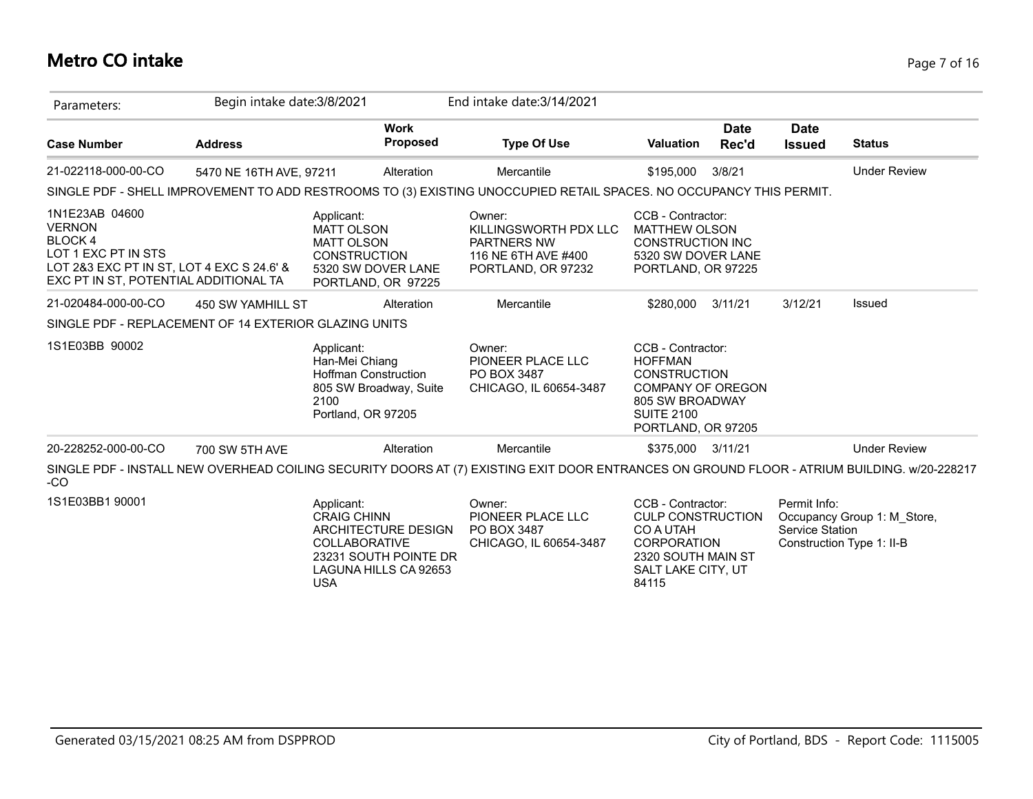# Metro CO intake

Parameters: Begin intake date:3/8/2021 End intake date:3/14/2021

| Case Number | Address | Work Proposed | Type Of Use | Valuation | Date Rec'd | Date Issued | Status |
|---|---|---|---|---|---|---|---|
| 21-022118-000-00-CO | 5470 NE 16TH AVE, 97211 | Alteration | Mercantile | $195,000 | 3/8/21 | | Under Review |
| 21-020484-000-00-CO | 450 SW YAMHILL ST | Alteration | Mercantile | $280,000 | 3/11/21 | 3/12/21 | Issued |
| 20-228252-000-00-CO | 700 SW 5TH AVE | Alteration | Mercantile | $375,000 | 3/11/21 | | Under Review |

**21-022118-000-00-CO** — 5470 NE 16TH AVE, 97211

SINGLE PDF - SHELL IMPROVEMENT TO ADD RESTROOMS TO (3) EXISTING UNOCCUPIED RETAIL SPACES. NO OCCUPANCY THIS PERMIT.

1N1E23AB 04600
VERNON
BLOCK 4
LOT 1 EXC PT IN STS
LOT 2&3 EXC PT IN ST, LOT 4 EXC S 24.6' &
EXC PT IN ST, POTENTIAL ADDITIONAL TA

Applicant:
MATT OLSON
MATT OLSON
CONSTRUCTION
5320 SW DOVER LANE
PORTLAND, OR 97225

Owner:
KILLINGSWORTH PDX LLC
PARTNERS NW
116 NE 6TH AVE #400
PORTLAND, OR 97232

CCB - Contractor:
MATTHEW OLSON
CONSTRUCTION INC
5320 SW DOVER LANE
PORTLAND, OR 97225

**21-020484-000-00-CO** — 450 SW YAMHILL ST

SINGLE PDF - REPLACEMENT OF 14 EXTERIOR GLAZING UNITS

1S1E03BB 90002

Applicant:
Han-Mei Chiang
Hoffman Construction
805 SW Broadway, Suite 2100
Portland, OR 97205

Owner:
PIONEER PLACE LLC
PO BOX 3487
CHICAGO, IL 60654-3487

CCB - Contractor:
HOFFMAN
CONSTRUCTION
COMPANY OF OREGON
805 SW BROADWAY
SUITE 2100
PORTLAND, OR 97205

**20-228252-000-00-CO** — 700 SW 5TH AVE

SINGLE PDF - INSTALL NEW OVERHEAD COILING SECURITY DOORS AT (7) EXISTING EXIT DOOR ENTRANCES ON GROUND FLOOR - ATRIUM BUILDING. w/20-228217-CO

1S1E03BB1 90001

Applicant:
CRAIG CHINN
ARCHITECTURE DESIGN
COLLABORATIVE
23231 SOUTH POINTE DR
LAGUNA HILLS CA 92653
USA

Owner:
PIONEER PLACE LLC
PO BOX 3487
CHICAGO, IL 60654-3487

CCB - Contractor:
CULP CONSTRUCTION
CO A UTAH
CORPORATION
2320 SOUTH MAIN ST
SALT LAKE CITY, UT
84115

Permit Info:
Occupancy Group 1: M_Store, Service Station
Construction Type 1: II-B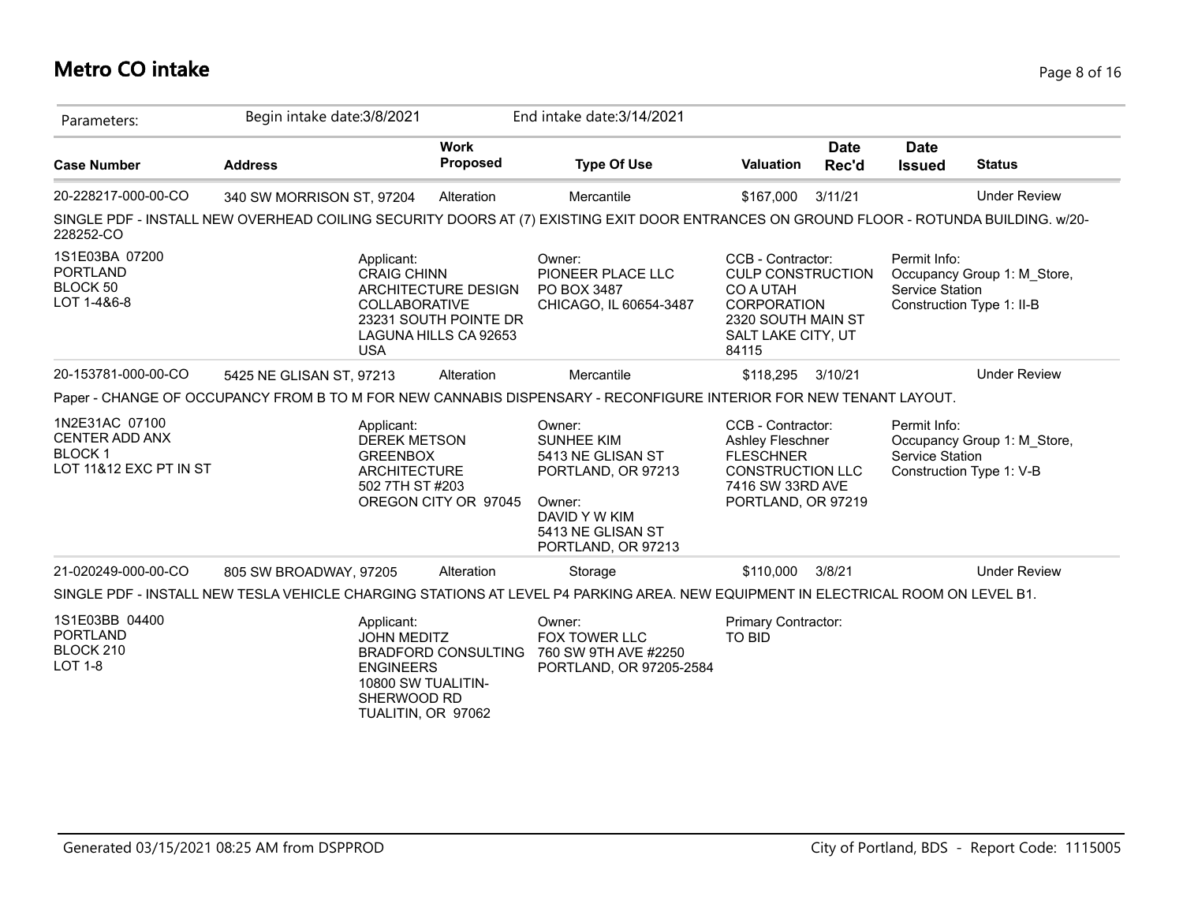# Metro CO intake

Parameters: Begin intake date:3/8/2021 End intake date:3/14/2021

| Case Number | Address | Work Proposed | Type Of Use | Valuation | Date Rec'd | Date Issued | Status |
|---|---|---|---|---|---|---|---|
| 20-228217-000-00-CO | 340 SW MORRISON ST, 97204 | Alteration | Mercantile | $167,000 | 3/11/21 | | Under Review |

SINGLE PDF - INSTALL NEW OVERHEAD COILING SECURITY DOORS AT (7) EXISTING EXIT DOOR ENTRANCES ON GROUND FLOOR - ROTUNDA BUILDING. w/20-228252-CO

1S1E03BA 07200
PORTLAND
BLOCK 50
LOT 1-4&6-8

Applicant:
CRAIG CHINN
ARCHITECTURE DESIGN COLLABORATIVE
23231 SOUTH POINTE DR
LAGUNA HILLS CA 92653
USA

Owner:
PIONEER PLACE LLC
PO BOX 3487
CHICAGO, IL 60654-3487

CCB - Contractor:
CULP CONSTRUCTION CO A UTAH CORPORATION
2320 SOUTH MAIN ST
SALT LAKE CITY, UT 84115

Permit Info:
Occupancy Group 1: M_Store, Service Station
Construction Type 1: II-B

| Case Number | Address | Work Proposed | Type Of Use | Valuation | Date Rec'd | Date Issued | Status |
|---|---|---|---|---|---|---|---|
| 20-153781-000-00-CO | 5425 NE GLISAN ST, 97213 | Alteration | Mercantile | $118,295 | 3/10/21 | | Under Review |

Paper - CHANGE OF OCCUPANCY FROM B TO M FOR NEW CANNABIS DISPENSARY - RECONFIGURE INTERIOR FOR NEW TENANT LAYOUT.

1N2E31AC 07100
CENTER ADD ANX
BLOCK 1
LOT 11&12 EXC PT IN ST

Applicant:
DEREK METSON
GREENBOX ARCHITECTURE
502 7TH ST #203
OREGON CITY OR 97045

Owner:
SUNHEE KIM
5413 NE GLISAN ST
PORTLAND, OR 97213

Owner:
DAVID Y W KIM
5413 NE GLISAN ST
PORTLAND, OR 97213

CCB - Contractor:
Ashley Fleschner
FLESCHNER CONSTRUCTION LLC
7416 SW 33RD AVE
PORTLAND, OR 97219

Permit Info:
Occupancy Group 1: M_Store, Service Station
Construction Type 1: V-B

| Case Number | Address | Work Proposed | Type Of Use | Valuation | Date Rec'd | Date Issued | Status |
|---|---|---|---|---|---|---|---|
| 21-020249-000-00-CO | 805 SW BROADWAY, 97205 | Alteration | Storage | $110,000 | 3/8/21 | | Under Review |

SINGLE PDF - INSTALL NEW TESLA VEHICLE CHARGING STATIONS AT LEVEL P4 PARKING AREA. NEW EQUIPMENT IN ELECTRICAL ROOM ON LEVEL B1.

1S1E03BB 04400
PORTLAND
BLOCK 210
LOT 1-8

Applicant:
JOHN MEDITZ
BRADFORD CONSULTING ENGINEERS
10800 SW TUALITIN-SHERWOOD RD
TUALITIN, OR 97062

Owner:
FOX TOWER LLC
760 SW 9TH AVE #2250
PORTLAND, OR 97205-2584

Primary Contractor:
TO BID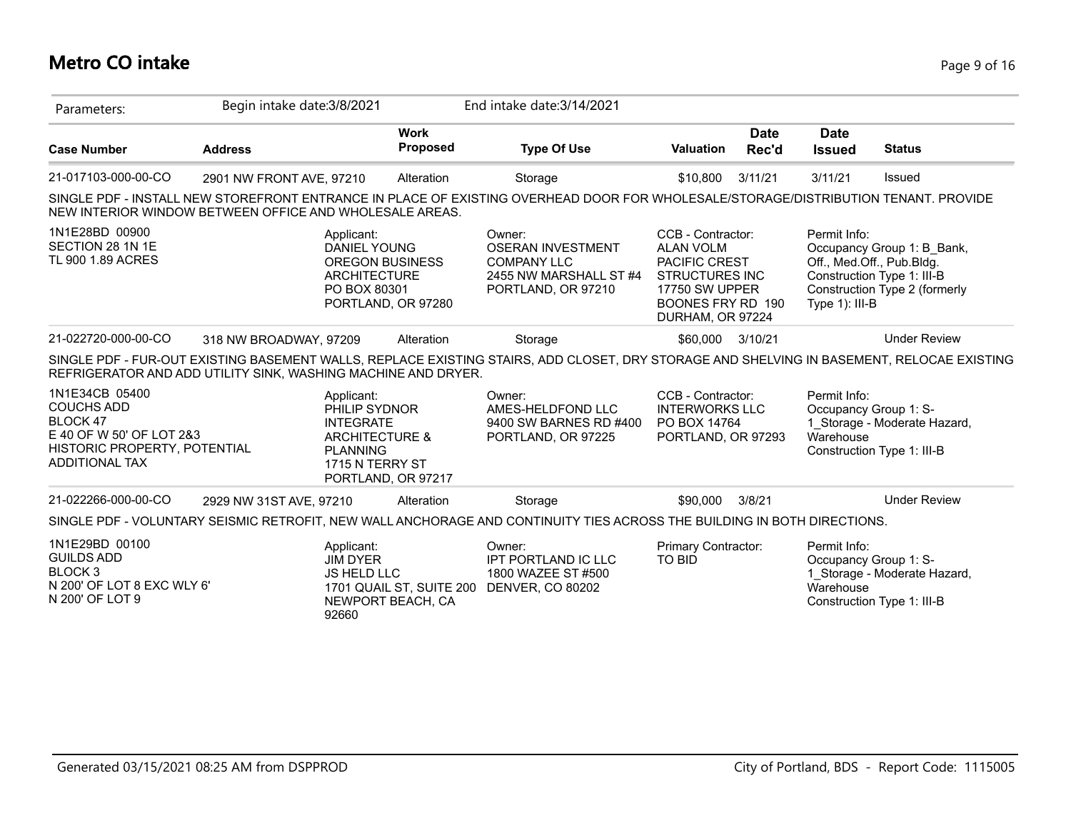# Metro CO intake

Parameters: Begin intake date:3/8/2021 End intake date:3/14/2021

| Case Number | Address | Work Proposed | Type Of Use | Valuation | Date Rec'd | Date Issued | Status |
|---|---|---|---|---|---|---|---|
| 21-017103-000-00-CO | 2901 NW FRONT AVE, 97210 | Alteration | Storage | $10,800 | 3/11/21 | 3/11/21 | Issued |

SINGLE PDF - INSTALL NEW STOREFRONT ENTRANCE IN PLACE OF EXISTING OVERHEAD DOOR FOR WHOLESALE/STORAGE/DISTRIBUTION TENANT. PROVIDE NEW INTERIOR WINDOW BETWEEN OFFICE AND WHOLESALE AREAS.

1N1E28BD 00900
SECTION 28 1N 1E
TL 900 1.89 ACRES

Applicant:
DANIEL YOUNG
OREGON BUSINESS ARCHITECTURE
PO BOX 80301
PORTLAND, OR 97280

Owner:
OSERAN INVESTMENT COMPANY LLC
2455 NW MARSHALL ST #4
PORTLAND, OR 97210

CCB - Contractor:
ALAN VOLM
PACIFIC CREST STRUCTURES INC
17750 SW UPPER BOONES FRY RD 190
DURHAM, OR 97224

Permit Info:
Occupancy Group 1: B_Bank, Off., Med.Off., Pub.Bldg.
Construction Type 1: III-B
Construction Type 2 (formerly Type 1): III-B

| Case Number | Address | Work Proposed | Type Of Use | Valuation | Date Rec'd | Date Issued | Status |
|---|---|---|---|---|---|---|---|
| 21-022720-000-00-CO | 318 NW BROADWAY, 97209 | Alteration | Storage | $60,000 | 3/10/21 | | Under Review |

SINGLE PDF - FUR-OUT EXISTING BASEMENT WALLS, REPLACE EXISTING STAIRS, ADD CLOSET, DRY STORAGE AND SHELVING IN BASEMENT, RELOCAE EXISTING REFRIGERATOR AND ADD UTILITY SINK, WASHING MACHINE AND DRYER.

1N1E34CB 05400
COUCHS ADD
BLOCK 47
E 40 OF W 50' OF LOT 2&3
HISTORIC PROPERTY, POTENTIAL ADDITIONAL TAX

Applicant:
PHILIP SYDNOR
INTEGRATE ARCHITECTURE & PLANNING
1715 N TERRY ST
PORTLAND, OR 97217

Owner:
AMES-HELDFOND LLC
9400 SW BARNES RD #400
PORTLAND, OR 97225

CCB - Contractor:
INTERWORKS LLC
PO BOX 14764
PORTLAND, OR 97293

Permit Info:
Occupancy Group 1: S-1_Storage - Moderate Hazard, Warehouse
Construction Type 1: III-B

| Case Number | Address | Work Proposed | Type Of Use | Valuation | Date Rec'd | Date Issued | Status |
|---|---|---|---|---|---|---|---|
| 21-022266-000-00-CO | 2929 NW 31ST AVE, 97210 | Alteration | Storage | $90,000 | 3/8/21 | | Under Review |

SINGLE PDF - VOLUNTARY SEISMIC RETROFIT, NEW WALL ANCHORAGE AND CONTINUITY TIES ACROSS THE BUILDING IN BOTH DIRECTIONS.

1N1E29BD 00100
GUILDS ADD
BLOCK 3
N 200' OF LOT 8 EXC WLY 6'
N 200' OF LOT 9

Applicant:
JIM DYER
JS HELD LLC
1701 QUAIL ST, SUITE 200
NEWPORT BEACH, CA 92660

Owner:
IPT PORTLAND IC LLC
1800 WAZEE ST #500
DENVER, CO 80202

Primary Contractor:
TO BID

Permit Info:
Occupancy Group 1: S-1_Storage - Moderate Hazard, Warehouse
Construction Type 1: III-B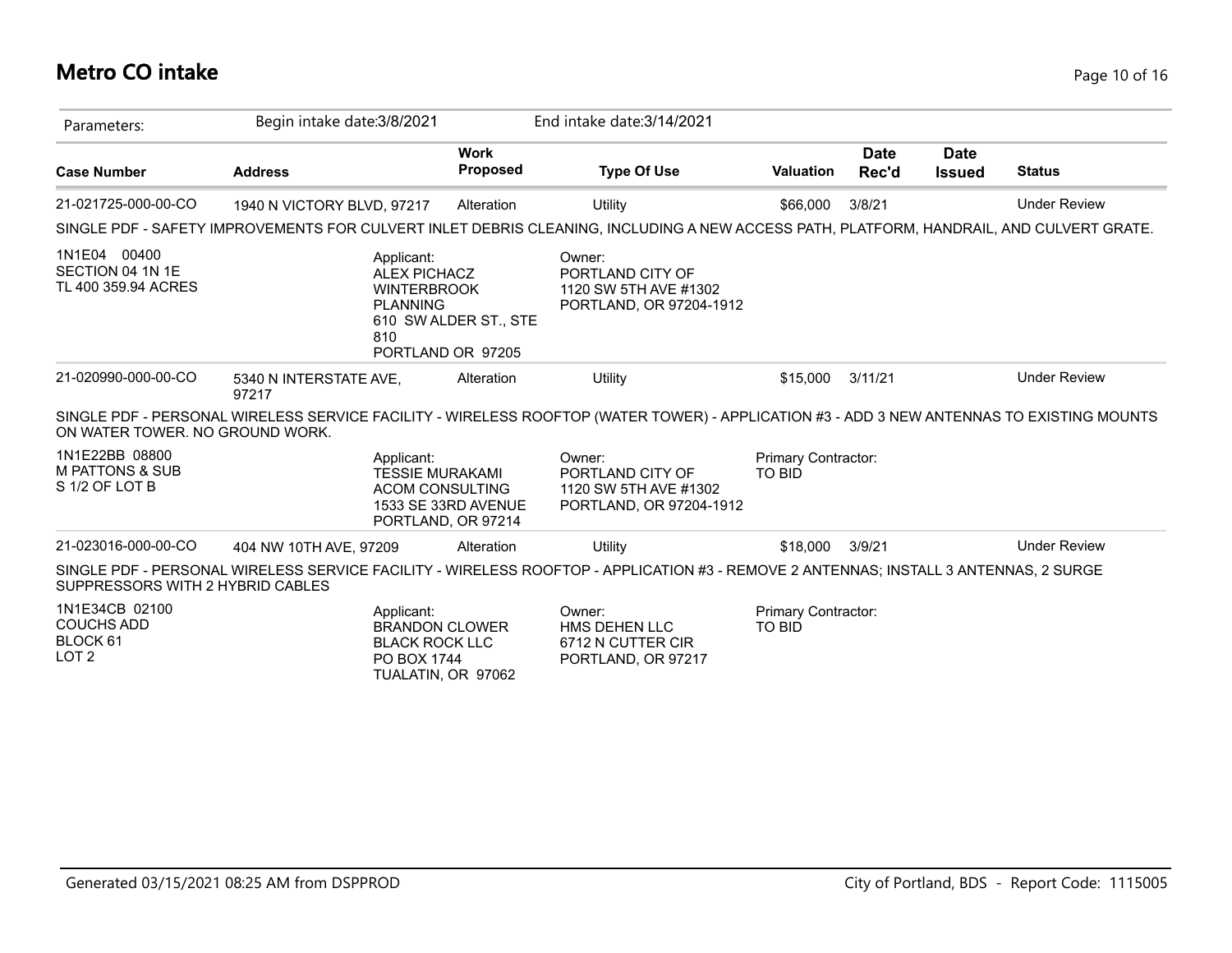# Metro CO intake

Parameters: Begin intake date:3/8/2021 End intake date:3/14/2021

| Case Number | Address | Work Proposed | Type Of Use | Valuation | Date Rec'd | Date Issued | Status |
|---|---|---|---|---|---|---|---|
| 21-021725-000-00-CO | 1940 N VICTORY BLVD, 97217 | Alteration | Utility | $66,000 | 3/8/21 | | Under Review |

SINGLE PDF - SAFETY IMPROVEMENTS FOR CULVERT INLET DEBRIS CLEANING, INCLUDING A NEW ACCESS PATH, PLATFORM, HANDRAIL, AND CULVERT GRATE.

1N1E04 00400
SECTION 04 1N 1E
TL 400 359.94 ACRES

Applicant:
ALEX PICHACZ
WINTERBROOK PLANNING
610 SW ALDER ST., STE 810
PORTLAND OR 97205

Owner:
PORTLAND CITY OF
1120 SW 5TH AVE #1302
PORTLAND, OR 97204-1912

| Case Number | Address | Work Proposed | Type Of Use | Valuation | Date Rec'd | Date Issued | Status |
|---|---|---|---|---|---|---|---|
| 21-020990-000-00-CO | 5340 N INTERSTATE AVE, 97217 | Alteration | Utility | $15,000 | 3/11/21 | | Under Review |

SINGLE PDF - PERSONAL WIRELESS SERVICE FACILITY - WIRELESS ROOFTOP (WATER TOWER) - APPLICATION #3 - ADD 3 NEW ANTENNAS TO EXISTING MOUNTS ON WATER TOWER. NO GROUND WORK.

1N1E22BB 08800
M PATTONS & SUB
S 1/2 OF LOT B

Applicant:
TESSIE MURAKAMI
ACOM CONSULTING
1533 SE 33RD AVENUE
PORTLAND, OR 97214

Owner:
PORTLAND CITY OF
1120 SW 5TH AVE #1302
PORTLAND, OR 97204-1912

Primary Contractor:
TO BID

| Case Number | Address | Work Proposed | Type Of Use | Valuation | Date Rec'd | Date Issued | Status |
|---|---|---|---|---|---|---|---|
| 21-023016-000-00-CO | 404 NW 10TH AVE, 97209 | Alteration | Utility | $18,000 | 3/9/21 | | Under Review |

SINGLE PDF - PERSONAL WIRELESS SERVICE FACILITY - WIRELESS ROOFTOP - APPLICATION #3 - REMOVE 2 ANTENNAS; INSTALL 3 ANTENNAS, 2 SURGE SUPPRESSORS WITH 2 HYBRID CABLES

1N1E34CB 02100
COUCHS ADD
BLOCK 61
LOT 2

Applicant:
BRANDON CLOWER
BLACK ROCK LLC
PO BOX 1744
TUALATIN, OR 97062

Owner:
HMS DEHEN LLC
6712 N CUTTER CIR
PORTLAND, OR 97217

Primary Contractor:
TO BID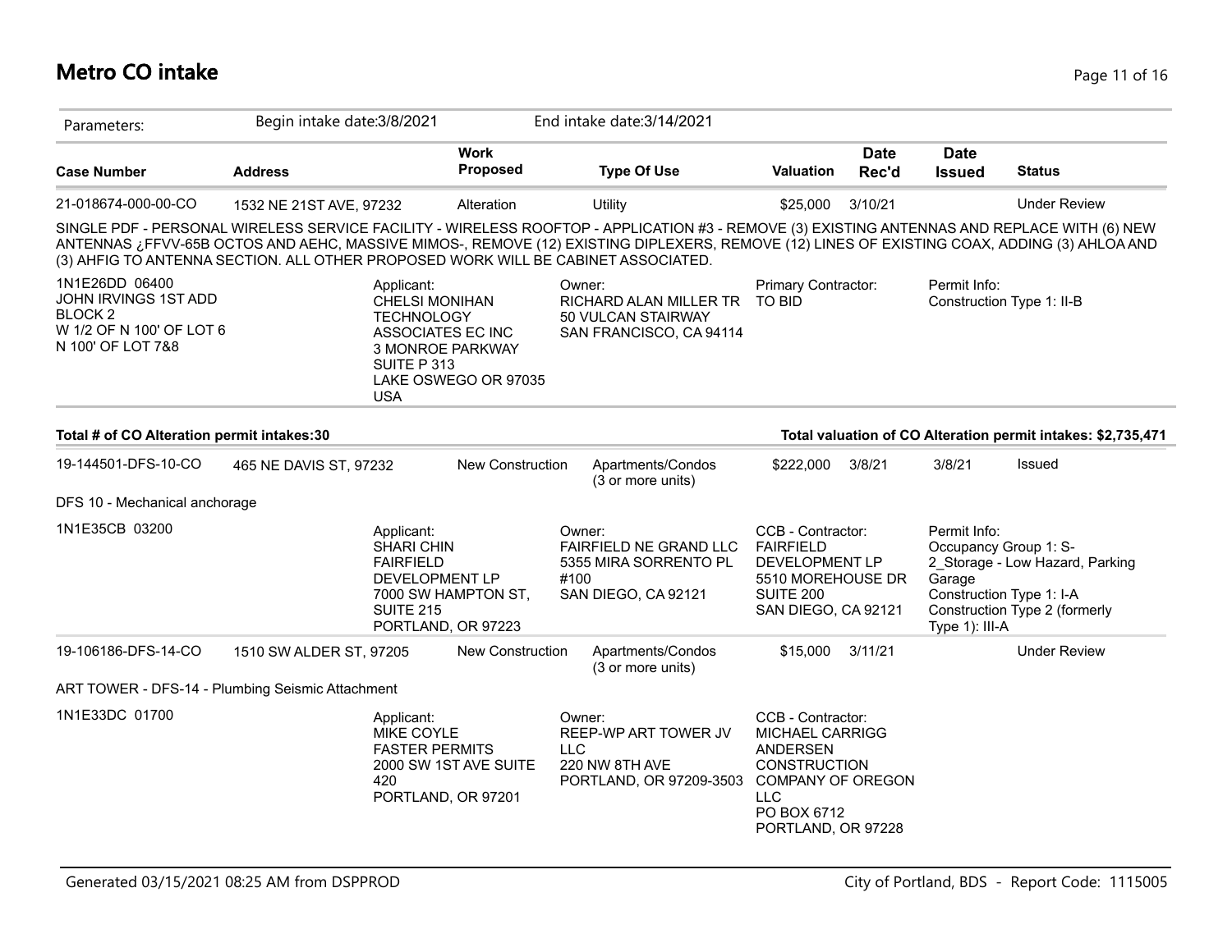## Metro CO intake

Parameters: Begin intake date:3/8/2021 End intake date:3/14/2021

| Case Number | Address | Work Proposed | Type Of Use | Valuation | Date Rec'd | Date Issued | Status |
|---|---|---|---|---|---|---|---|
| 21-018674-000-00-CO | 1532 NE 21ST AVE, 97232 | Alteration | Utility | $25,000 | 3/10/21 | | Under Review |

SINGLE PDF - PERSONAL WIRELESS SERVICE FACILITY - WIRELESS ROOFTOP - APPLICATION #3 - REMOVE (3) EXISTING ANTENNAS AND REPLACE WITH (6) NEW ANTENNAS ¿FFVV-65B OCTOS AND AEHC, MASSIVE MIMOS-, REMOVE (12) EXISTING DIPLEXERS, REMOVE (12) LINES OF EXISTING COAX, ADDING (3) AHLOA AND (3) AHFIG TO ANTENNA SECTION. ALL OTHER PROPOSED WORK WILL BE CABINET ASSOCIATED.

1N1E26DD 06400
JOHN IRVINGS 1ST ADD
BLOCK 2
W 1/2 OF N 100' OF LOT 6
N 100' OF LOT 7&8

Applicant:
CHELSI MONIHAN
TECHNOLOGY ASSOCIATES EC INC
3 MONROE PARKWAY
SUITE P 313
LAKE OSWEGO OR 97035
USA

Owner:
RICHARD ALAN MILLER TR
50 VULCAN STAIRWAY
SAN FRANCISCO, CA 94114

Primary Contractor:
TO BID

Permit Info:
Construction Type 1: II-B

**Total # of CO Alteration permit intakes:30** **Total valuation of CO Alteration permit intakes: $2,735,471**

| Case Number | Address | Work Proposed | Type Of Use | Valuation | Date Rec'd | Date Issued | Status |
|---|---|---|---|---|---|---|---|
| 19-144501-DFS-10-CO | 465 NE DAVIS ST, 97232 | New Construction | Apartments/Condos (3 or more units) | $222,000 | 3/8/21 | 3/8/21 | Issued |

DFS 10 - Mechanical anchorage

1N1E35CB 03200

Applicant:
SHARI CHIN
FAIRFIELD DEVELOPMENT LP
7000 SW HAMPTON ST, SUITE 215
PORTLAND, OR 97223

Owner:
FAIRFIELD NE GRAND LLC
5355 MIRA SORRENTO PL #100
SAN DIEGO, CA 92121

CCB - Contractor:
FAIRFIELD DEVELOPMENT LP
5510 MOREHOUSE DR SUITE 200
SAN DIEGO, CA 92121

Permit Info:
Occupancy Group 1: S-2_Storage - Low Hazard, Parking Garage
Construction Type 1: I-A
Construction Type 2 (formerly Type 1): III-A

| Case Number | Address | Work Proposed | Type Of Use | Valuation | Date Rec'd | Date Issued | Status |
|---|---|---|---|---|---|---|---|
| 19-106186-DFS-14-CO | 1510 SW ALDER ST, 97205 | New Construction | Apartments/Condos (3 or more units) | $15,000 | 3/11/21 | | Under Review |

ART TOWER - DFS-14 - Plumbing Seismic Attachment

1N1E33DC 01700

Applicant:
MIKE COYLE
FASTER PERMITS
2000 SW 1ST AVE SUITE 420
PORTLAND, OR 97201

Owner:
REEP-WP ART TOWER JV LLC
220 NW 8TH AVE
PORTLAND, OR 97209-3503

CCB - Contractor:
MICHAEL CARRIGG
ANDERSEN CONSTRUCTION COMPANY OF OREGON LLC
PO BOX 6712
PORTLAND, OR 97228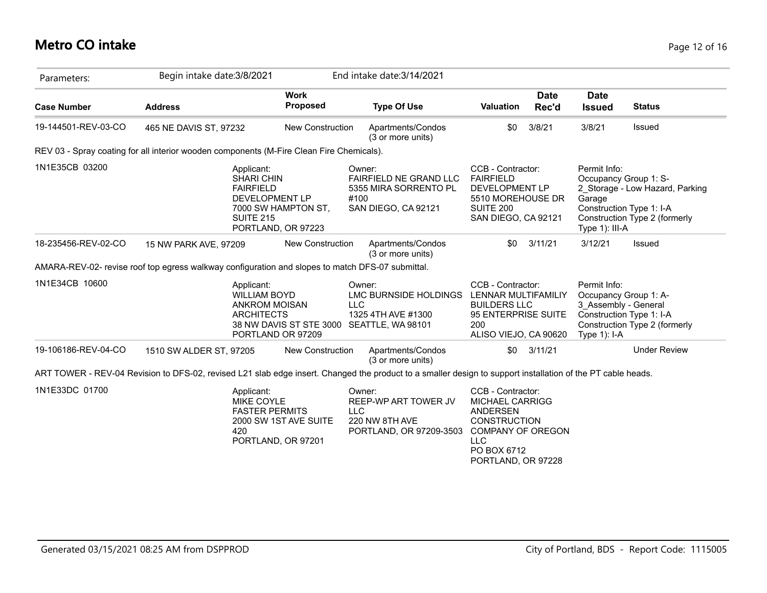# Metro CO intake

| Parameters: | Begin intake date:3/8/2021 | | End intake date:3/14/2021 | | | | |
|---|---|---|---|---|---|---|---|
| **Case Number** | **Address** | **Work Proposed** | **Type Of Use** | **Valuation** | **Date Rec'd** | **Date Issued** | **Status** |
| 19-144501-REV-03-CO | 465 NE DAVIS ST, 97232 | New Construction | Apartments/Condos (3 or more units) | $0 | 3/8/21 | 3/8/21 | Issued |
| REV 03 - Spray coating for all interior wooden components (M-Fire Clean Fire Chemicals). | | | | | | | |
| 1N1E35CB 03200 | Applicant: SHARI CHIN FAIRFIELD DEVELOPMENT LP 7000 SW HAMPTON ST, SUITE 215 PORTLAND, OR 97223 | | Owner: FAIRFIELD NE GRAND LLC 5355 MIRA SORRENTO PL #100 SAN DIEGO, CA 92121 | CCB - Contractor: FAIRFIELD DEVELOPMENT LP 5510 MOREHOUSE DR SUITE 200 SAN DIEGO, CA 92121 | | Permit Info: Occupancy Group 1: S-2_Storage - Low Hazard, Parking Garage Construction Type 1: I-A Construction Type 2 (formerly Type 1): III-A | |
| 18-235456-REV-02-CO | 15 NW PARK AVE, 97209 | New Construction | Apartments/Condos (3 or more units) | $0 | 3/11/21 | 3/12/21 | Issued |
| AMARA-REV-02- revise roof top egress walkway configuration and slopes to match DFS-07 submittal. | | | | | | | |
| 1N1E34CB 10600 | Applicant: WILLIAM BOYD ANKROM MOISAN ARCHITECTS 38 NW DAVIS ST STE 3000 PORTLAND OR 97209 | | Owner: LMC BURNSIDE HOLDINGS LLC 1325 4TH AVE #1300 SEATTLE, WA 98101 | CCB - Contractor: LENNAR MULTIFAMILIY BUILDERS LLC 95 ENTERPRISE SUITE 200 ALISO VIEJO, CA 90620 | | Permit Info: Occupancy Group 1: A-3_Assembly - General Construction Type 1: I-A Construction Type 2 (formerly Type 1): I-A | |
| 19-106186-REV-04-CO | 1510 SW ALDER ST, 97205 | New Construction | Apartments/Condos (3 or more units) | $0 | 3/11/21 | | Under Review |
| ART TOWER - REV-04 Revision to DFS-02, revised L21 slab edge insert. Changed the product to a smaller design to support installation of the PT cable heads. | | | | | | | |
| 1N1E33DC 01700 | Applicant: MIKE COYLE FASTER PERMITS 2000 SW 1ST AVE SUITE 420 PORTLAND, OR 97201 | | Owner: REEP-WP ART TOWER JV LLC 220 NW 8TH AVE PORTLAND, OR 97209-3503 | CCB - Contractor: MICHAEL CARRIGG ANDERSEN CONSTRUCTION COMPANY OF OREGON LLC PO BOX 6712 PORTLAND, OR 97228 | | | |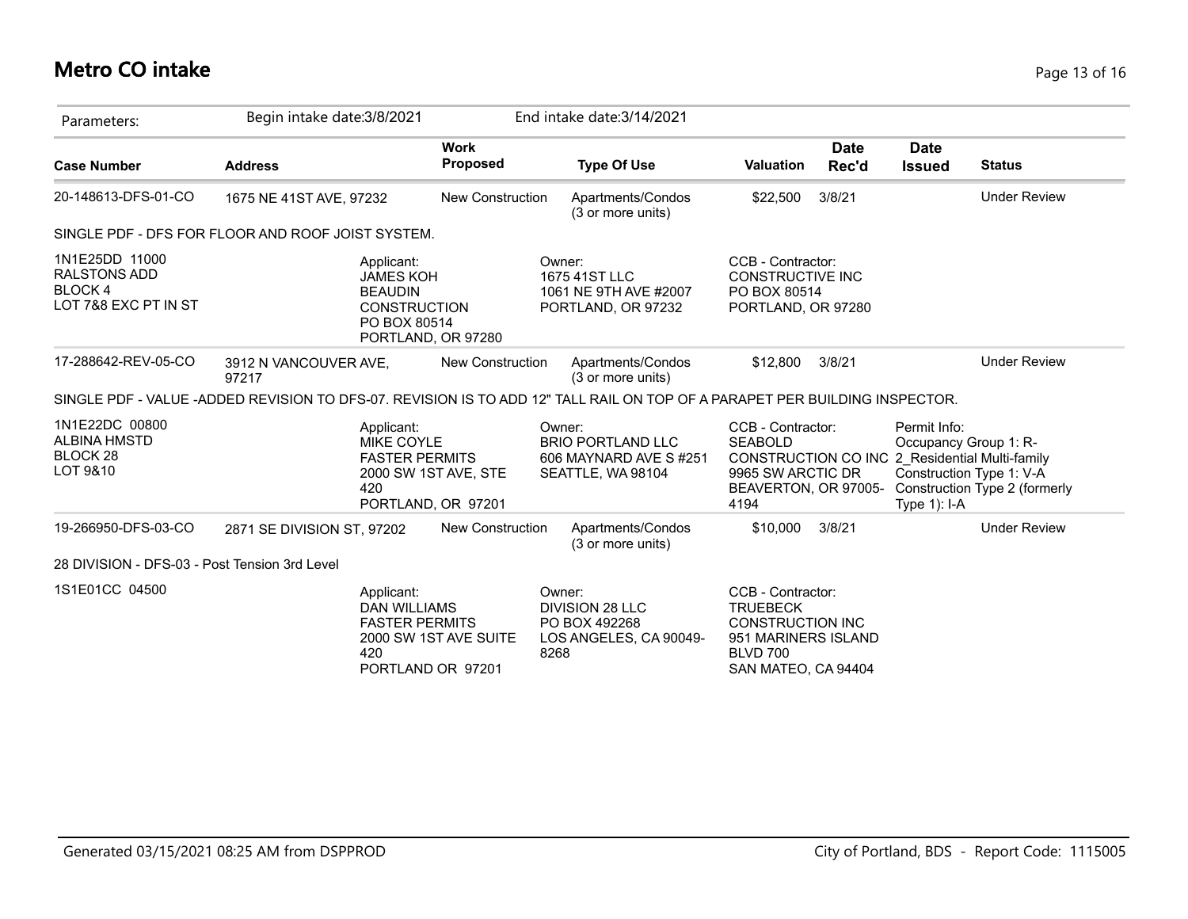# Metro CO intake

| Parameters: | Begin intake date:3/8/2021 | | End intake date:3/14/2021 | | | | |
|---|---|---|---|---|---|---|---|
| **Case Number** | **Address** | **Work Proposed** | **Type Of Use** | **Valuation** | **Date Rec'd** | **Date Issued** | **Status** |
| 20-148613-DFS-01-CO | 1675 NE 41ST AVE, 97232 | New Construction | Apartments/Condos (3 or more units) | $22,500 | 3/8/21 | | Under Review |

SINGLE PDF - DFS FOR FLOOR AND ROOF JOIST SYSTEM.

1N1E25DD 11000
RALSTONS ADD
BLOCK 4
LOT 7&8 EXC PT IN ST

Applicant:
JAMES KOH
BEAUDIN
CONSTRUCTION
PO BOX 80514
PORTLAND, OR 97280

Owner:
1675 41ST LLC
1061 NE 9TH AVE #2007
PORTLAND, OR 97232

CCB - Contractor:
CONSTRUCTIVE INC
PO BOX 80514
PORTLAND, OR 97280

| **Case Number** | **Address** | **Work Proposed** | **Type Of Use** | **Valuation** | **Date Rec'd** | **Date Issued** | **Status** |
|---|---|---|---|---|---|---|---|
| 17-288642-REV-05-CO | 3912 N VANCOUVER AVE, 97217 | New Construction | Apartments/Condos (3 or more units) | $12,800 | 3/8/21 | | Under Review |

SINGLE PDF - VALUE -ADDED REVISION TO DFS-07. REVISION IS TO ADD 12" TALL RAIL ON TOP OF A PARAPET PER BUILDING INSPECTOR.

1N1E22DC 00800
ALBINA HMSTD
BLOCK 28
LOT 9&10

Applicant:
MIKE COYLE
FASTER PERMITS
2000 SW 1ST AVE, STE 420
PORTLAND, OR 97201

Owner:
BRIO PORTLAND LLC
606 MAYNARD AVE S #251
SEATTLE, WA 98104

CCB - Contractor:
SEABOLD
CONSTRUCTION CO INC
9965 SW ARCTIC DR
BEAVERTON, OR 97005-4194

Permit Info:
Occupancy Group 1: R-2_Residential Multi-family
Construction Type 1: V-A
Construction Type 2 (formerly Type 1): I-A

| **Case Number** | **Address** | **Work Proposed** | **Type Of Use** | **Valuation** | **Date Rec'd** | **Date Issued** | **Status** |
|---|---|---|---|---|---|---|---|
| 19-266950-DFS-03-CO | 2871 SE DIVISION ST, 97202 | New Construction | Apartments/Condos (3 or more units) | $10,000 | 3/8/21 | | Under Review |

28 DIVISION - DFS-03 - Post Tension 3rd Level

1S1E01CC 04500

Applicant:
DAN WILLIAMS
FASTER PERMITS
2000 SW 1ST AVE SUITE 420
PORTLAND OR 97201

Owner:
DIVISION 28 LLC
PO BOX 492268
LOS ANGELES, CA 90049-8268

CCB - Contractor:
TRUEBECK
CONSTRUCTION INC
951 MARINERS ISLAND BLVD 700
SAN MATEO, CA 94404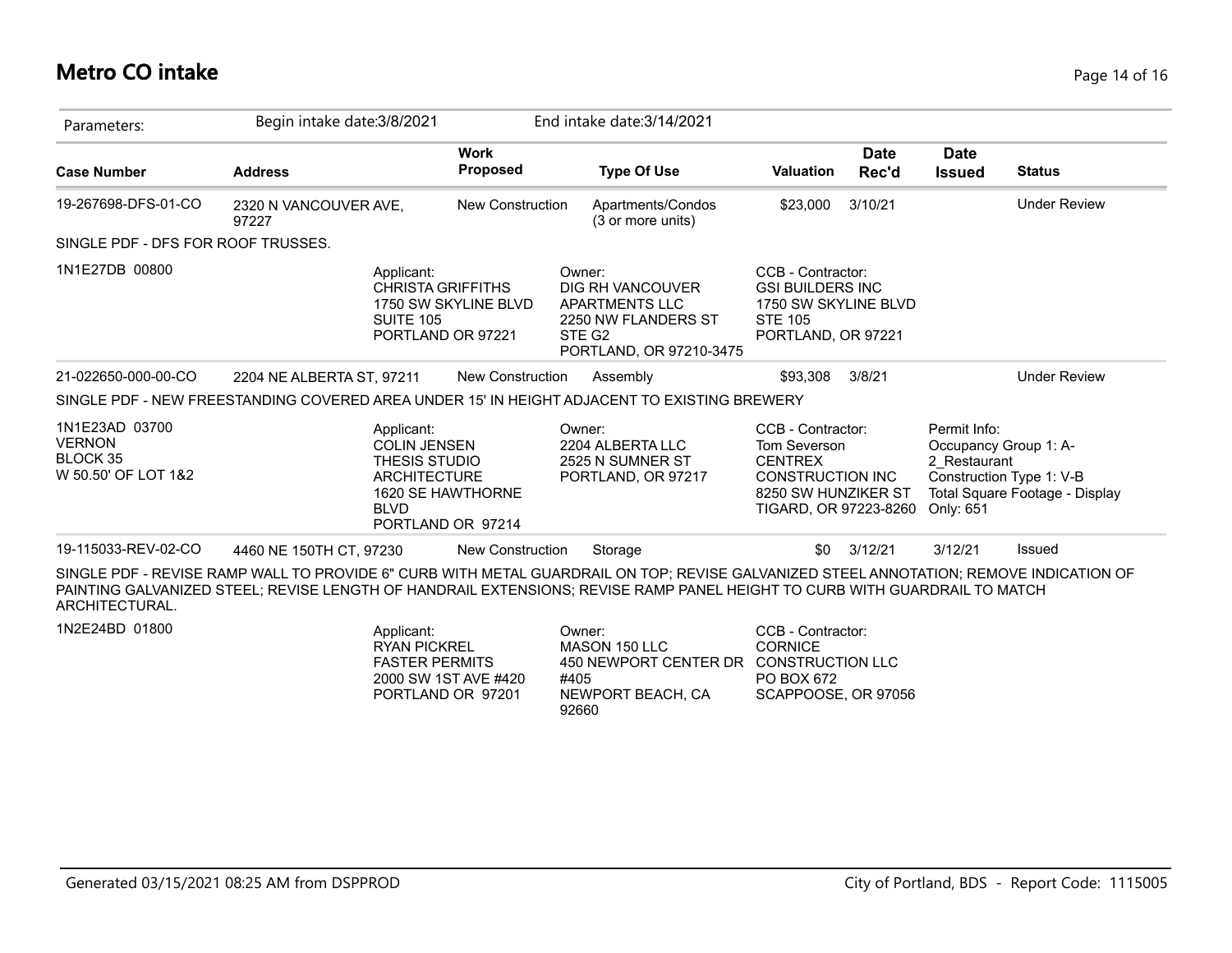# Metro CO intake

Parameters: Begin intake date:3/8/2021 End intake date:3/14/2021

| Case Number | Address | Work Proposed | Type Of Use | Valuation | Date Rec'd | Date Issued | Status |
|---|---|---|---|---|---|---|---|
| 19-267698-DFS-01-CO | 2320 N VANCOUVER AVE, 97227 | New Construction | Apartments/Condos (3 or more units) | $23,000 | 3/10/21 | | Under Review |

SINGLE PDF - DFS FOR ROOF TRUSSES.

1N1E27DB 00800

Applicant:
CHRISTA GRIFFITHS
1750 SW SKYLINE BLVD
SUITE 105
PORTLAND OR 97221

Owner:
DIG RH VANCOUVER APARTMENTS LLC
2250 NW FLANDERS ST
STE G2
PORTLAND, OR 97210-3475

CCB - Contractor:
GSI BUILDERS INC
1750 SW SKYLINE BLVD
STE 105
PORTLAND, OR 97221

| Case Number | Address | Work Proposed | Type Of Use | Valuation | Date Rec'd | Date Issued | Status |
|---|---|---|---|---|---|---|---|
| 21-022650-000-00-CO | 2204 NE ALBERTA ST, 97211 | New Construction | Assembly | $93,308 | 3/8/21 | | Under Review |

SINGLE PDF - NEW FREESTANDING COVERED AREA UNDER 15' IN HEIGHT ADJACENT TO EXISTING BREWERY

1N1E23AD 03700
VERNON
BLOCK 35
W 50.50' OF LOT 1&2

Applicant:
COLIN JENSEN
THESIS STUDIO ARCHITECTURE
1620 SE HAWTHORNE BLVD
PORTLAND OR 97214

Owner:
2204 ALBERTA LLC
2525 N SUMNER ST
PORTLAND, OR 97217

CCB - Contractor:
Tom Severson
CENTREX CONSTRUCTION INC
8250 SW HUNZIKER ST
TIGARD, OR 97223-8260

Permit Info:
Occupancy Group 1: A-2_Restaurant
Construction Type 1: V-B
Total Square Footage - Display Only: 651

| Case Number | Address | Work Proposed | Type Of Use | Valuation | Date Rec'd | Date Issued | Status |
|---|---|---|---|---|---|---|---|
| 19-115033-REV-02-CO | 4460 NE 150TH CT, 97230 | New Construction | Storage | $0 | 3/12/21 | 3/12/21 | Issued |

SINGLE PDF - REVISE RAMP WALL TO PROVIDE 6" CURB WITH METAL GUARDRAIL ON TOP; REVISE GALVANIZED STEEL ANNOTATION; REMOVE INDICATION OF PAINTING GALVANIZED STEEL; REVISE LENGTH OF HANDRAIL EXTENSIONS; REVISE RAMP PANEL HEIGHT TO CURB WITH GUARDRAIL TO MATCH ARCHITECTURAL.

1N2E24BD 01800

Applicant:
RYAN PICKREL
FASTER PERMITS
2000 SW 1ST AVE #420
PORTLAND OR 97201

Owner:
MASON 150 LLC
450 NEWPORT CENTER DR #405
NEWPORT BEACH, CA 92660

CCB - Contractor:
CORNICE CONSTRUCTION LLC
PO BOX 672
SCAPPOOSE, OR 97056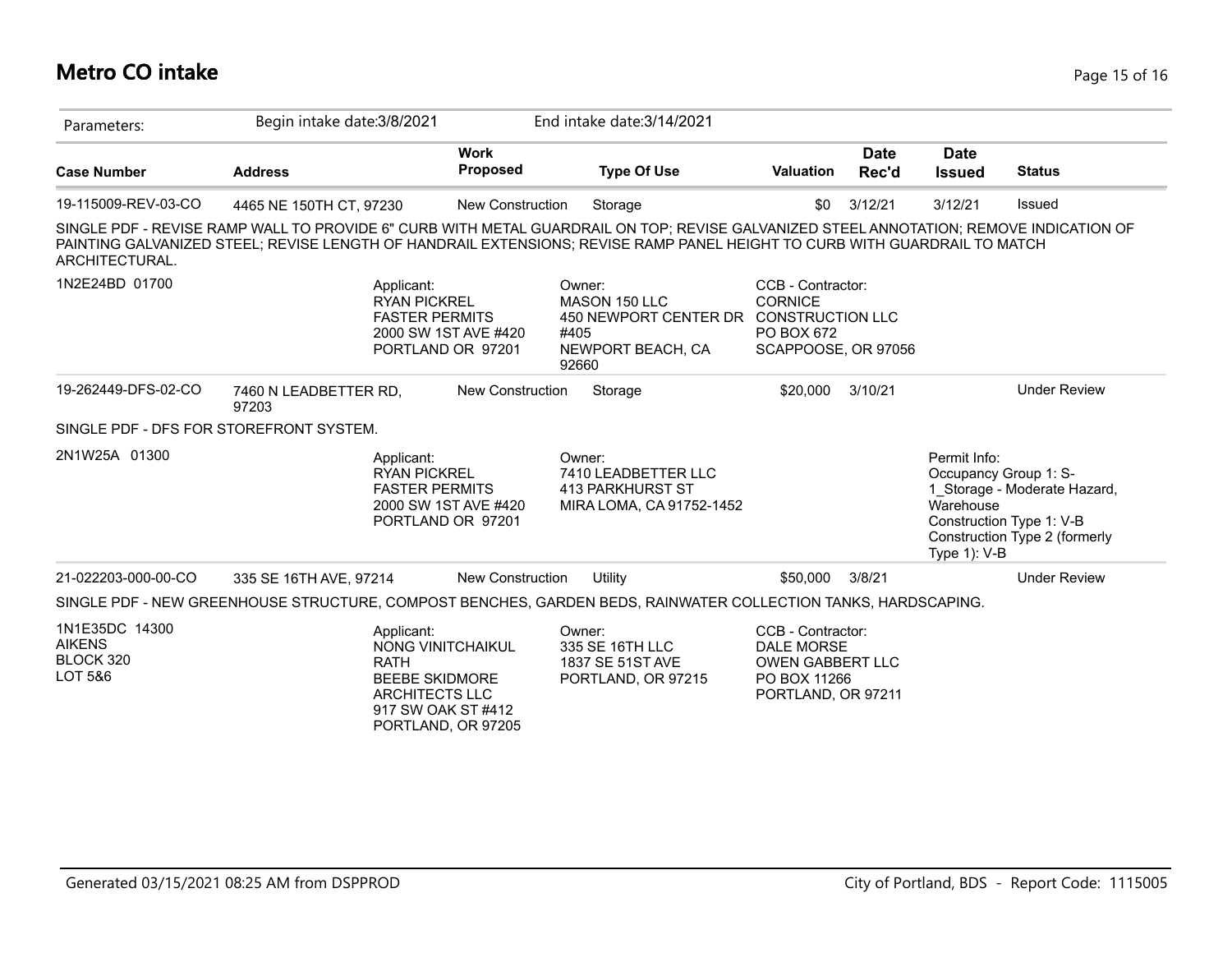# Metro CO intake

| Parameters: | Begin intake date:3/8/2021 | | End intake date:3/14/2021 | | | | |
|---|---|---|---|---|---|---|---|
| **Case Number** | **Address** | **Work Proposed** | **Type Of Use** | **Valuation** | **Date Rec'd** | **Date Issued** | **Status** |
| 19-115009-REV-03-CO | 4465 NE 150TH CT, 97230 | New Construction | Storage | $0 | 3/12/21 | 3/12/21 | Issued |

SINGLE PDF - REVISE RAMP WALL TO PROVIDE 6" CURB WITH METAL GUARDRAIL ON TOP; REVISE GALVANIZED STEEL ANNOTATION; REMOVE INDICATION OF PAINTING GALVANIZED STEEL; REVISE LENGTH OF HANDRAIL EXTENSIONS; REVISE RAMP PANEL HEIGHT TO CURB WITH GUARDRAIL TO MATCH ARCHITECTURAL.

1N2E24BD 01700

Applicant:
RYAN PICKREL
FASTER PERMITS
2000 SW 1ST AVE #420
PORTLAND OR 97201

Owner:
MASON 150 LLC
450 NEWPORT CENTER DR #405
NEWPORT BEACH, CA 92660

CCB - Contractor:
CORNICE CONSTRUCTION LLC
PO BOX 672
SCAPPOOSE, OR 97056

| **Case Number** | **Address** | **Work Proposed** | **Type Of Use** | **Valuation** | **Date Rec'd** | **Date Issued** | **Status** |
|---|---|---|---|---|---|---|---|
| 19-262449-DFS-02-CO | 7460 N LEADBETTER RD, 97203 | New Construction | Storage | $20,000 | 3/10/21 | | Under Review |

SINGLE PDF - DFS FOR STOREFRONT SYSTEM.

2N1W25A 01300

Applicant:
RYAN PICKREL
FASTER PERMITS
2000 SW 1ST AVE #420
PORTLAND OR 97201

Owner:
7410 LEADBETTER LLC
413 PARKHURST ST
MIRA LOMA, CA 91752-1452

Permit Info:
Occupancy Group 1: S-1_Storage - Moderate Hazard, Warehouse
Construction Type 1: V-B
Construction Type 2 (formerly Type 1): V-B

| **Case Number** | **Address** | **Work Proposed** | **Type Of Use** | **Valuation** | **Date Rec'd** | **Date Issued** | **Status** |
|---|---|---|---|---|---|---|---|
| 21-022203-000-00-CO | 335 SE 16TH AVE, 97214 | New Construction | Utility | $50,000 | 3/8/21 | | Under Review |

SINGLE PDF - NEW GREENHOUSE STRUCTURE, COMPOST BENCHES, GARDEN BEDS, RAINWATER COLLECTION TANKS, HARDSCAPING.

1N1E35DC 14300
AIKENS
BLOCK 320
LOT 5&6

Applicant:
NONG VINITCHAIKUL RATH
BEEBE SKIDMORE ARCHITECTS LLC
917 SW OAK ST #412
PORTLAND, OR 97205

Owner:
335 SE 16TH LLC
1837 SE 51ST AVE
PORTLAND, OR 97215

CCB - Contractor:
DALE MORSE
OWEN GABBERT LLC
PO BOX 11266
PORTLAND, OR 97211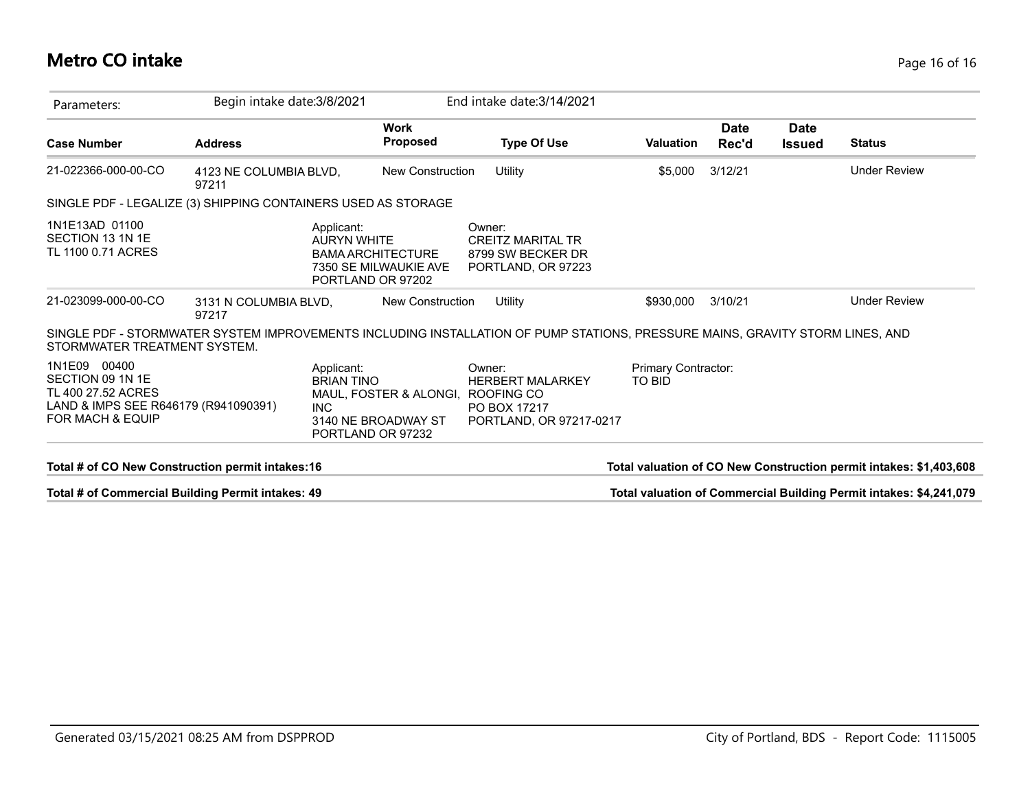# Metro CO intake

Parameters: Begin intake date:3/8/2021 End intake date:3/14/2021

| Case Number | Address | Work Proposed | Type Of Use | Valuation | Date Rec'd | Date Issued | Status |
|---|---|---|---|---|---|---|---|
| 21-022366-000-00-CO | 4123 NE COLUMBIA BLVD, 97211 | New Construction | Utility | $5,000 | 3/12/21 | | Under Review |

SINGLE PDF - LEGALIZE (3) SHIPPING CONTAINERS USED AS STORAGE

1N1E13AD 01100
SECTION 13 1N 1E
TL 1100 0.71 ACRES

Applicant:
AURYN WHITE
BAMA ARCHITECTURE
7350 SE MILWAUKIE AVE
PORTLAND OR 97202

Owner:
CREITZ MARITAL TR
8799 SW BECKER DR
PORTLAND, OR 97223

| Case Number | Address | Work Proposed | Type Of Use | Valuation | Date Rec'd | Date Issued | Status |
|---|---|---|---|---|---|---|---|
| 21-023099-000-00-CO | 3131 N COLUMBIA BLVD, 97217 | New Construction | Utility | $930,000 | 3/10/21 | | Under Review |

SINGLE PDF - STORMWATER SYSTEM IMPROVEMENTS INCLUDING INSTALLATION OF PUMP STATIONS, PRESSURE MAINS, GRAVITY STORM LINES, AND STORMWATER TREATMENT SYSTEM.

1N1E09 00400
SECTION 09 1N 1E
TL 400 27.52 ACRES
LAND & IMPS SEE R646179 (R941090391) FOR MACH & EQUIP

Applicant:
BRIAN TINO
MAUL, FOSTER & ALONGI, INC
3140 NE BROADWAY ST
PORTLAND OR 97232

Owner:
HERBERT MALARKEY ROOFING CO
PO BOX 17217
PORTLAND, OR 97217-0217

Primary Contractor:
TO BID

**Total # of CO New Construction permit intakes:16** | **Total valuation of CO New Construction permit intakes: $1,403,608**

**Total # of Commercial Building Permit intakes: 49** | **Total valuation of Commercial Building Permit intakes: $4,241,079**

Generated 03/15/2021 08:25 AM from DSPPROD — City of Portland, BDS - Report Code: 1115005